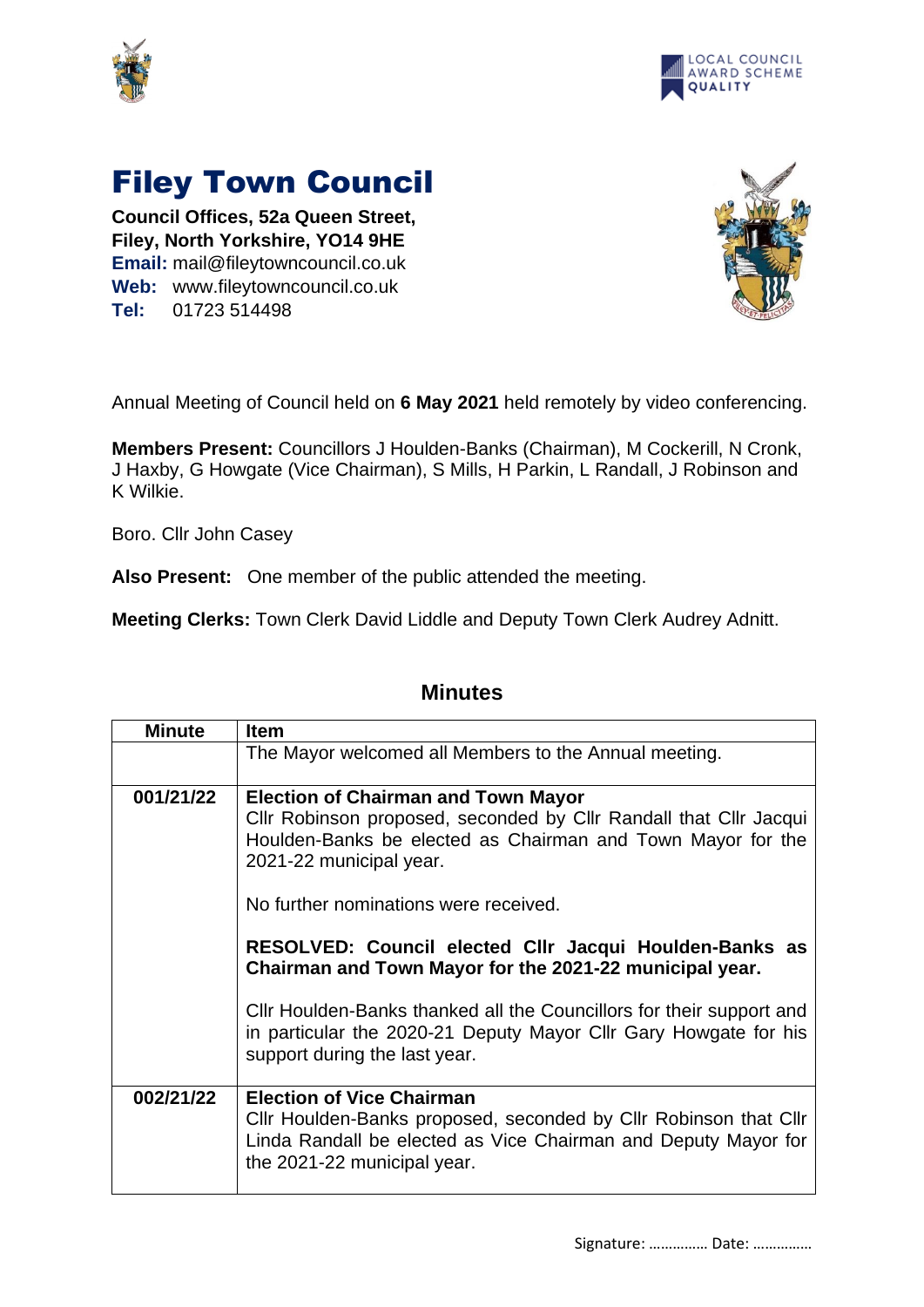# Filey Town Council

**Council Offices, 52a Queen Street,**
**Filey, North Yorkshire, YO14 9HE**
**Email:** mail@fileytowncouncil.co.uk
**Web:** www.fileytowncouncil.co.uk
**Tel:** 01723 514498

Annual Meeting of Council held on **6 May 2021** held remotely by video conferencing.

**Members Present:** Councillors J Houlden-Banks (Chairman), M Cockerill, N Cronk, J Haxby, G Howgate (Vice Chairman), S Mills, H Parkin, L Randall, J Robinson and K Wilkie.

Boro. Cllr John Casey

**Also Present:** One member of the public attended the meeting.

**Meeting Clerks:** Town Clerk David Liddle and Deputy Town Clerk Audrey Adnitt.

## Minutes

| Minute | Item |
|---|---|
| | The Mayor welcomed all Members to the Annual meeting. |
| 001/21/22 | **Election of Chairman and Town Mayor**<br>Cllr Robinson proposed, seconded by Cllr Randall that Cllr Jacqui Houlden-Banks be elected as Chairman and Town Mayor for the 2021-22 municipal year.<br><br>No further nominations were received.<br><br>**RESOLVED: Council elected Cllr Jacqui Houlden-Banks as Chairman and Town Mayor for the 2021-22 municipal year.**<br><br>Cllr Houlden-Banks thanked all the Councillors for their support and in particular the 2020-21 Deputy Mayor Cllr Gary Howgate for his support during the last year. |
| 002/21/22 | **Election of Vice Chairman**<br>Cllr Houlden-Banks proposed, seconded by Cllr Robinson that Cllr Linda Randall be elected as Vice Chairman and Deputy Mayor for the 2021-22 municipal year. |

Signature: …………… Date: ……………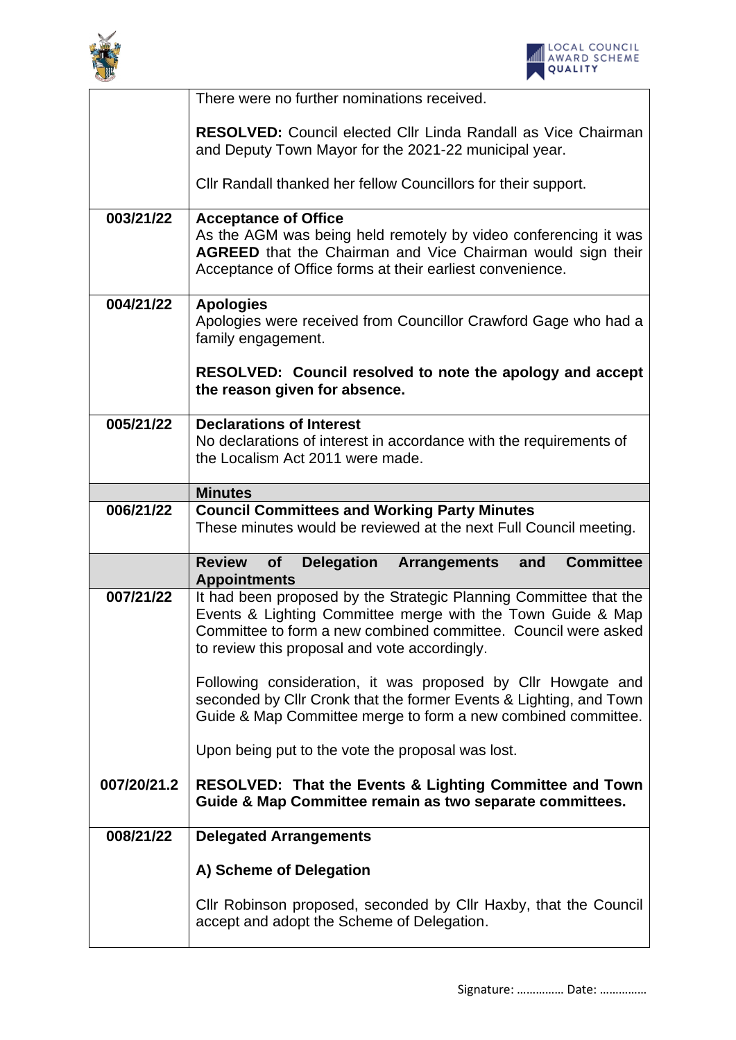| | |
|---|---|
| | There were no further nominations received.<br><br>**RESOLVED:** Council elected Cllr Linda Randall as Vice Chairman and Deputy Town Mayor for the 2021-22 municipal year.<br><br>Cllr Randall thanked her fellow Councillors for their support. |
| **003/21/22** | **Acceptance of Office**<br>As the AGM was being held remotely by video conferencing it was **AGREED** that the Chairman and Vice Chairman would sign their Acceptance of Office forms at their earliest convenience. |
| **004/21/22** | **Apologies**<br>Apologies were received from Councillor Crawford Gage who had a family engagement.<br><br>**RESOLVED: Council resolved to note the apology and accept the reason given for absence.** |
| **005/21/22** | **Declarations of Interest**<br>No declarations of interest in accordance with the requirements of the Localism Act 2011 were made. |
| | **Minutes** |
| **006/21/22** | **Council Committees and Working Party Minutes**<br>These minutes would be reviewed at the next Full Council meeting. |
| | **Review of Delegation Arrangements and Committee Appointments** |
| **007/21/22** | It had been proposed by the Strategic Planning Committee that the Events & Lighting Committee merge with the Town Guide & Map Committee to form a new combined committee. Council were asked to review this proposal and vote accordingly.<br><br>Following consideration, it was proposed by Cllr Howgate and seconded by Cllr Cronk that the former Events & Lighting, and Town Guide & Map Committee merge to form a new combined committee.<br><br>Upon being put to the vote the proposal was lost. |
| **007/20/21.2** | **RESOLVED: That the Events & Lighting Committee and Town Guide & Map Committee remain as two separate committees.** |
| **008/21/22** | **Delegated Arrangements**<br><br>**A) Scheme of Delegation**<br><br>Cllr Robinson proposed, seconded by Cllr Haxby, that the Council accept and adopt the Scheme of Delegation. |

Signature: …………… Date: ……………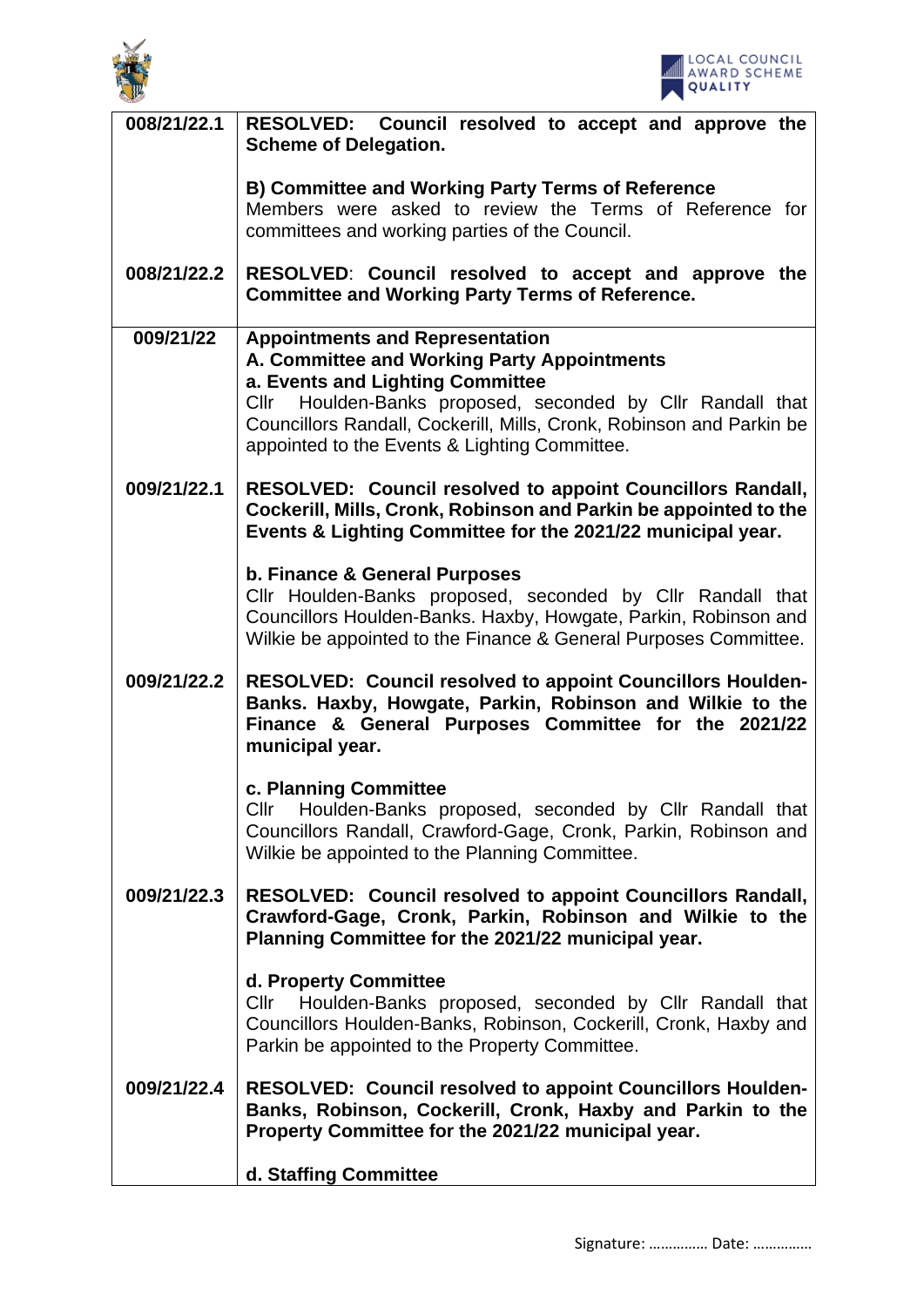| | |
|---|---|
| 008/21/22.1 | **RESOLVED: Council resolved to accept and approve the Scheme of Delegation.**<br><br>**B) Committee and Working Party Terms of Reference**<br>Members were asked to review the Terms of Reference for committees and working parties of the Council. |
| 008/21/22.2 | **RESOLVED: Council resolved to accept and approve the Committee and Working Party Terms of Reference.** |
| **009/21/22** | **Appointments and Representation**<br>**A. Committee and Working Party Appointments**<br>**a. Events and Lighting Committee**<br>Cllr Houlden-Banks proposed, seconded by Cllr Randall that Councillors Randall, Cockerill, Mills, Cronk, Robinson and Parkin be appointed to the Events & Lighting Committee. |
| 009/21/22.1 | **RESOLVED: Council resolved to appoint Councillors Randall, Cockerill, Mills, Cronk, Robinson and Parkin be appointed to the Events & Lighting Committee for the 2021/22 municipal year.**<br><br>**b. Finance & General Purposes**<br>Cllr Houlden-Banks proposed, seconded by Cllr Randall that Councillors Houlden-Banks. Haxby, Howgate, Parkin, Robinson and Wilkie be appointed to the Finance & General Purposes Committee. |
| 009/21/22.2 | **RESOLVED: Council resolved to appoint Councillors Houlden-Banks. Haxby, Howgate, Parkin, Robinson and Wilkie to the Finance & General Purposes Committee for the 2021/22 municipal year.**<br><br>**c. Planning Committee**<br>Cllr Houlden-Banks proposed, seconded by Cllr Randall that Councillors Randall, Crawford-Gage, Cronk, Parkin, Robinson and Wilkie be appointed to the Planning Committee. |
| 009/21/22.3 | **RESOLVED: Council resolved to appoint Councillors Randall, Crawford-Gage, Cronk, Parkin, Robinson and Wilkie to the Planning Committee for the 2021/22 municipal year.**<br><br>**d. Property Committee**<br>Cllr Houlden-Banks proposed, seconded by Cllr Randall that Councillors Houlden-Banks, Robinson, Cockerill, Cronk, Haxby and Parkin be appointed to the Property Committee. |
| 009/21/22.4 | **RESOLVED: Council resolved to appoint Councillors Houlden-Banks, Robinson, Cockerill, Cronk, Haxby and Parkin to the Property Committee for the 2021/22 municipal year.**<br><br>**d. Staffing Committee** |

Signature: …………… Date: ……………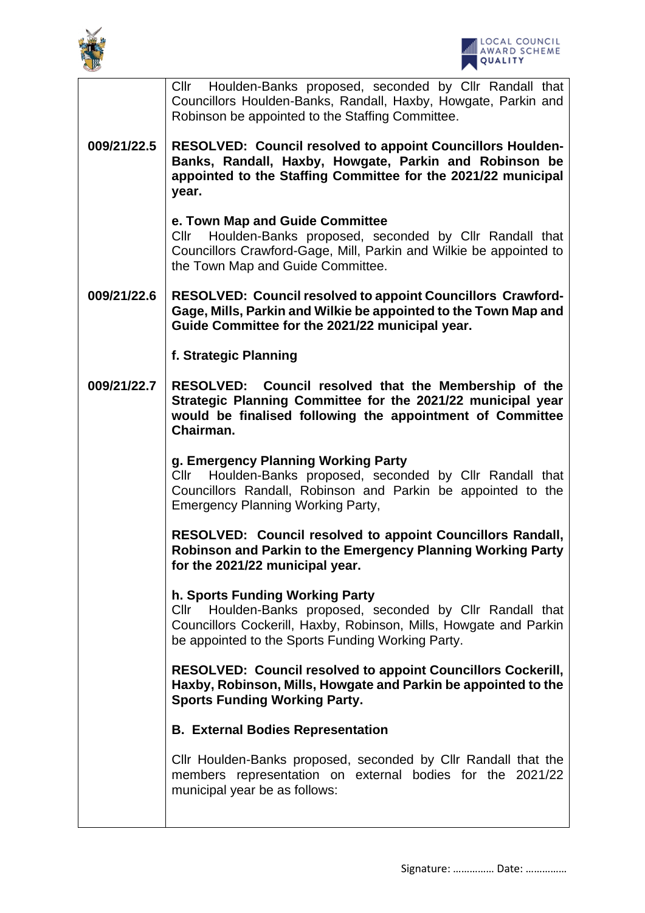| | |
|---|---|
| | Cllr Houlden-Banks proposed, seconded by Cllr Randall that Councillors Houlden-Banks, Randall, Haxby, Howgate, Parkin and Robinson be appointed to the Staffing Committee. |
| **009/21/22.5** | **RESOLVED: Council resolved to appoint Councillors Houlden-Banks, Randall, Haxby, Howgate, Parkin and Robinson be appointed to the Staffing Committee for the 2021/22 municipal year.** |
| | **e. Town Map and Guide Committee**<br>Cllr Houlden-Banks proposed, seconded by Cllr Randall that Councillors Crawford-Gage, Mill, Parkin and Wilkie be appointed to the Town Map and Guide Committee. |
| **009/21/22.6** | **RESOLVED: Council resolved to appoint Councillors Crawford-Gage, Mills, Parkin and Wilkie be appointed to the Town Map and Guide Committee for the 2021/22 municipal year.** |
| | **f. Strategic Planning** |
| **009/21/22.7** | **RESOLVED: Council resolved that the Membership of the Strategic Planning Committee for the 2021/22 municipal year would be finalised following the appointment of Committee Chairman.** |
| | **g. Emergency Planning Working Party**<br>Cllr Houlden-Banks proposed, seconded by Cllr Randall that Councillors Randall, Robinson and Parkin be appointed to the Emergency Planning Working Party, |
| | **RESOLVED: Council resolved to appoint Councillors Randall, Robinson and Parkin to the Emergency Planning Working Party for the 2021/22 municipal year.** |
| | **h. Sports Funding Working Party**<br>Cllr Houlden-Banks proposed, seconded by Cllr Randall that Councillors Cockerill, Haxby, Robinson, Mills, Howgate and Parkin be appointed to the Sports Funding Working Party. |
| | **RESOLVED: Council resolved to appoint Councillors Cockerill, Haxby, Robinson, Mills, Howgate and Parkin be appointed to the Sports Funding Working Party.** |
| | **B. External Bodies Representation** |
| | Cllr Houlden-Banks proposed, seconded by Cllr Randall that the members representation on external bodies for the 2021/22 municipal year be as follows: |

Signature: …………… Date: ……………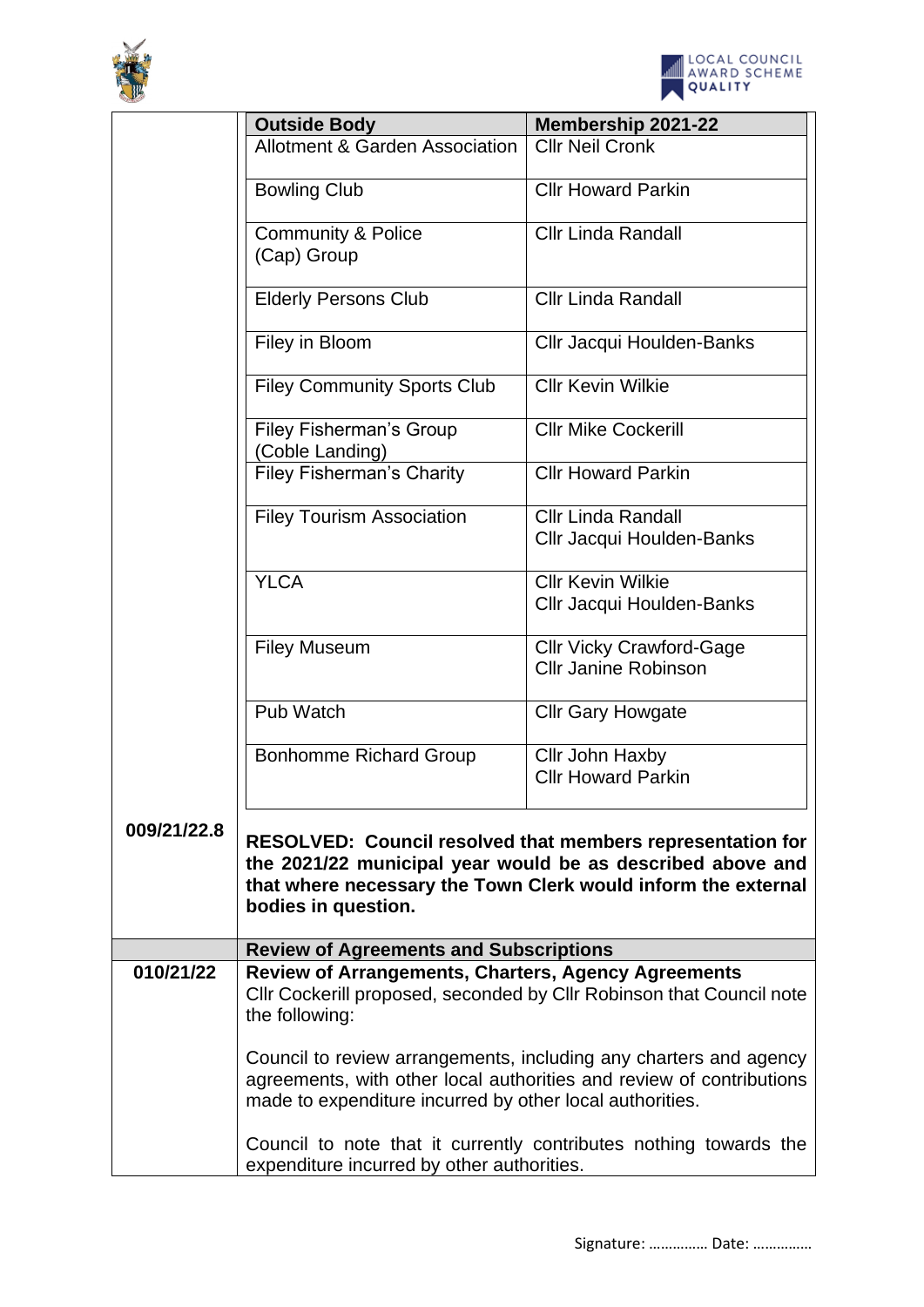| Outside Body | Membership 2021-22 |
|---|---|
| Allotment & Garden Association | Cllr Neil Cronk |
| Bowling Club | Cllr Howard Parkin |
| Community & Police (Cap) Group | Cllr Linda Randall |
| Elderly Persons Club | Cllr Linda Randall |
| Filey in Bloom | Cllr Jacqui Houlden-Banks |
| Filey Community Sports Club | Cllr Kevin Wilkie |
| Filey Fisherman's Group (Coble Landing) | Cllr Mike Cockerill |
| Filey Fisherman's Charity | Cllr Howard Parkin |
| Filey Tourism Association | Cllr Linda Randall<br>Cllr Jacqui Houlden-Banks |
| YLCA | Cllr Kevin Wilkie<br>Cllr Jacqui Houlden-Banks |
| Filey Museum | Cllr Vicky Crawford-Gage<br>Cllr Janine Robinson |
| Pub Watch | Cllr Gary Howgate |
| Bonhomme Richard Group | Cllr John Haxby<br>Cllr Howard Parkin |

**009/21/22.8**

**RESOLVED: Council resolved that members representation for the 2021/22 municipal year would be as described above and that where necessary the Town Clerk would inform the external bodies in question.**

**Review of Agreements and Subscriptions**

**010/21/22**

**Review of Arrangements, Charters, Agency Agreements**

Cllr Cockerill proposed, seconded by Cllr Robinson that Council note the following:

Council to review arrangements, including any charters and agency agreements, with other local authorities and review of contributions made to expenditure incurred by other local authorities.

Council to note that it currently contributes nothing towards the expenditure incurred by other authorities.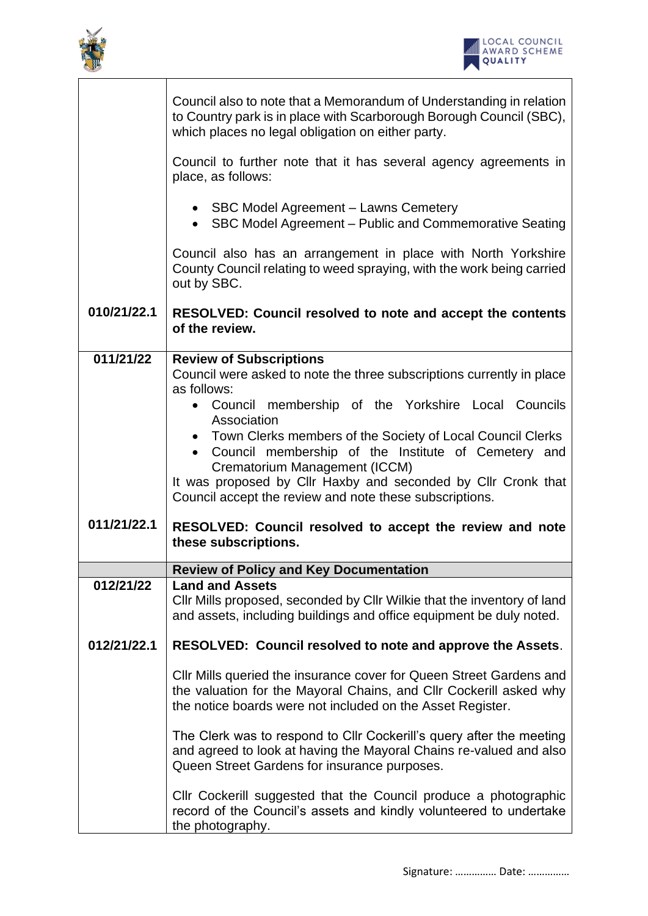| | |
|---|---|
| | Council also to note that a Memorandum of Understanding in relation to Country park is in place with Scarborough Borough Council (SBC), which places no legal obligation on either party.<br><br>Council to further note that it has several agency agreements in place, as follows:<br><br>• SBC Model Agreement – Lawns Cemetery<br>• SBC Model Agreement – Public and Commemorative Seating<br><br>Council also has an arrangement in place with North Yorkshire County Council relating to weed spraying, with the work being carried out by SBC. |
| **010/21/22.1** | **RESOLVED: Council resolved to note and accept the contents of the review.** |
| **011/21/22** | **Review of Subscriptions**<br>Council were asked to note the three subscriptions currently in place as follows:<br>• Council membership of the Yorkshire Local Councils Association<br>• Town Clerks members of the Society of Local Council Clerks<br>• Council membership of the Institute of Cemetery and Crematorium Management (ICCM)<br>It was proposed by Cllr Haxby and seconded by Cllr Cronk that Council accept the review and note these subscriptions. |
| **011/21/22.1** | **RESOLVED: Council resolved to accept the review and note these subscriptions.** |
| | **Review of Policy and Key Documentation** |
| **012/21/22** | **Land and Assets**<br>Cllr Mills proposed, seconded by Cllr Wilkie that the inventory of land and assets, including buildings and office equipment be duly noted. |
| **012/21/22.1** | **RESOLVED: Council resolved to note and approve the Assets**.<br><br>Cllr Mills queried the insurance cover for Queen Street Gardens and the valuation for the Mayoral Chains, and Cllr Cockerill asked why the notice boards were not included on the Asset Register.<br><br>The Clerk was to respond to Cllr Cockerill's query after the meeting and agreed to look at having the Mayoral Chains re-valued and also Queen Street Gardens for insurance purposes.<br><br>Cllr Cockerill suggested that the Council produce a photographic record of the Council's assets and kindly volunteered to undertake the photography. |

Signature: …………… Date: ……………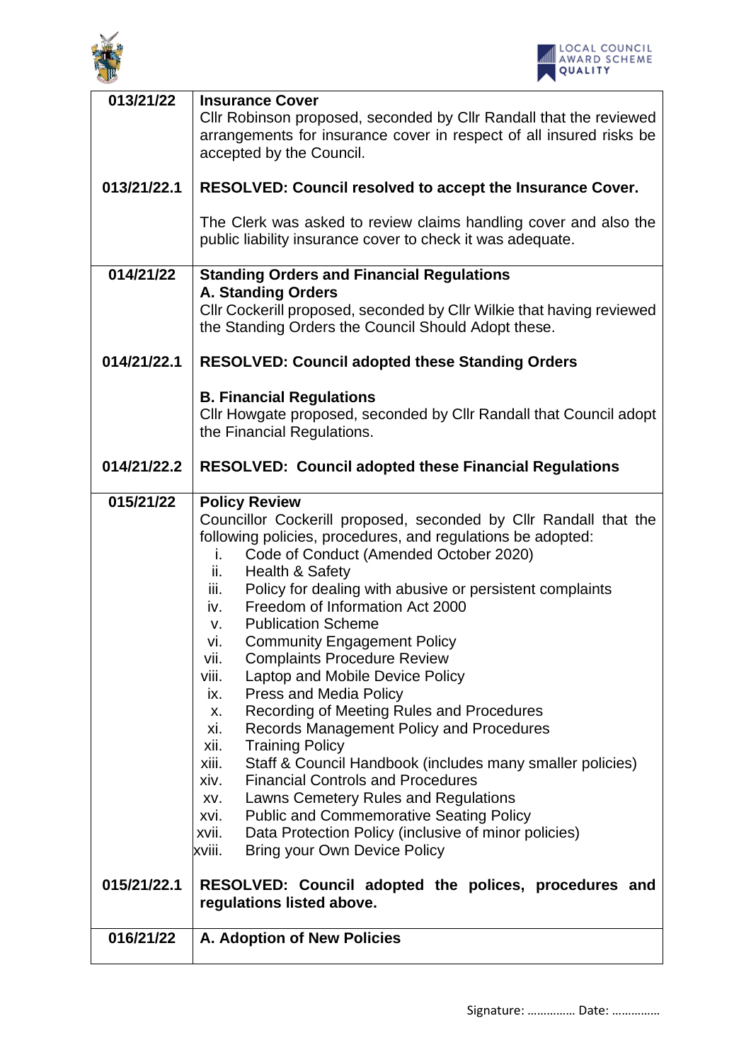| | |
|---|---|
| **013/21/22** | **Insurance Cover**<br>Cllr Robinson proposed, seconded by Cllr Randall that the reviewed arrangements for insurance cover in respect of all insured risks be accepted by the Council. |
| **013/21/22.1** | **RESOLVED: Council resolved to accept the Insurance Cover.**<br><br>The Clerk was asked to review claims handling cover and also the public liability insurance cover to check it was adequate. |
| **014/21/22** | **Standing Orders and Financial Regulations**<br>**A. Standing Orders**<br>Cllr Cockerill proposed, seconded by Cllr Wilkie that having reviewed the Standing Orders the Council Should Adopt these. |
| **014/21/22.1** | **RESOLVED: Council adopted these Standing Orders**<br><br>**B. Financial Regulations**<br>Cllr Howgate proposed, seconded by Cllr Randall that Council adopt the Financial Regulations. |
| **014/21/22.2** | **RESOLVED: Council adopted these Financial Regulations** |
| **015/21/22** | **Policy Review**<br>Councillor Cockerill proposed, seconded by Cllr Randall that the following policies, procedures, and regulations be adopted:<br>i. Code of Conduct (Amended October 2020)<br>ii. Health & Safety<br>iii. Policy for dealing with abusive or persistent complaints<br>iv. Freedom of Information Act 2000<br>v. Publication Scheme<br>vi. Community Engagement Policy<br>vii. Complaints Procedure Review<br>viii. Laptop and Mobile Device Policy<br>ix. Press and Media Policy<br>x. Recording of Meeting Rules and Procedures<br>xi. Records Management Policy and Procedures<br>xii. Training Policy<br>xiii. Staff & Council Handbook (includes many smaller policies)<br>xiv. Financial Controls and Procedures<br>xv. Lawns Cemetery Rules and Regulations<br>xvi. Public and Commemorative Seating Policy<br>xvii. Data Protection Policy (inclusive of minor policies)<br>xviii. Bring your Own Device Policy |
| **015/21/22.1** | **RESOLVED: Council adopted the polices, procedures and regulations listed above.** |
| **016/21/22** | **A. Adoption of New Policies** |

Signature: …………… Date: ……………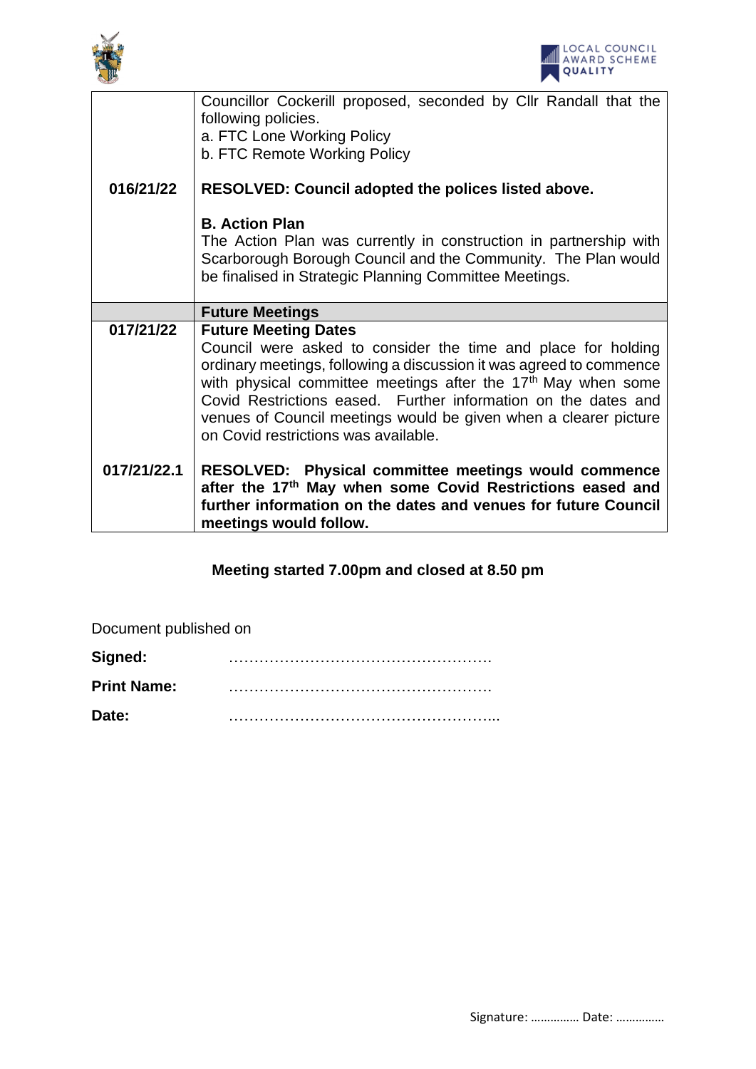| | |
|---|---|
| 016/21/22 | Councillor Cockerill proposed, seconded by Cllr Randall that the following policies.<br>a. FTC Lone Working Policy<br>b. FTC Remote Working Policy<br><br>**RESOLVED: Council adopted the polices listed above.**<br><br>**B. Action Plan**<br>The Action Plan was currently in construction in partnership with Scarborough Borough Council and the Community. The Plan would be finalised in Strategic Planning Committee Meetings. |
| | **Future Meetings** |
| 017/21/22 | **Future Meeting Dates**<br>Council were asked to consider the time and place for holding ordinary meetings, following a discussion it was agreed to commence with physical committee meetings after the 17th May when some Covid Restrictions eased. Further information on the dates and venues of Council meetings would be given when a clearer picture on Covid restrictions was available. |
| 017/21/22.1 | **RESOLVED: Physical committee meetings would commence after the 17th May when some Covid Restrictions eased and further information on the dates and venues for future Council meetings would follow.** |

**Meeting started 7.00pm and closed at 8.50 pm**

Document published on

**Signed:** …………………………………………….

**Print Name:** …………………………………………….

**Date:** ……………………………………………...

Signature: …………… Date: ……………